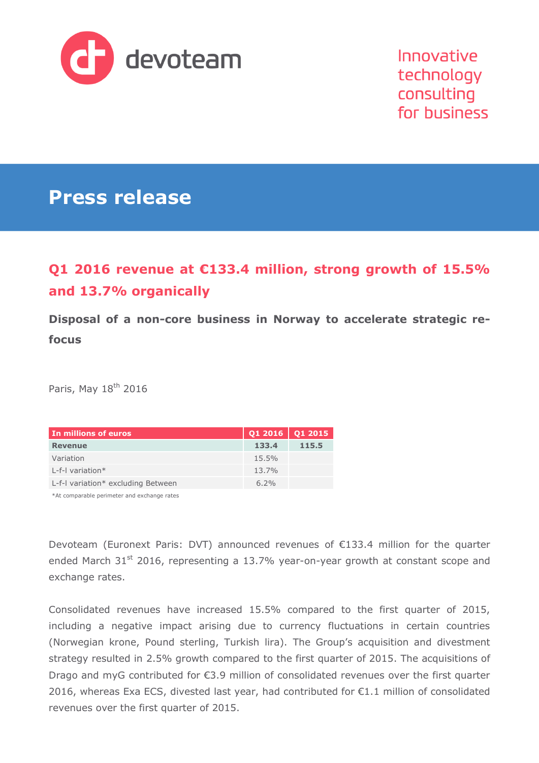devoteam

Innovative technology consulting for business

# Press release

## Q1 2016 revenue at €133.4 million, strong growth of 15.5% and 13.7% organically

### Disposal of a non-core business in Norway to accelerate strategic re-focus

Paris, May 18th 2016

| In millions of euros | Q1 2016 | Q1 2015 |
|---|---|---|
| **Revenue** | **133.4** | **115.5** |
| Variation | 15.5% | |
| L-f-l variation* | 13.7% | |
| L-f-l variation* excluding Between | 6.2% | |

*At comparable perimeter and exchange rates

Devoteam (Euronext Paris: DVT) announced revenues of €133.4 million for the quarter ended March 31st 2016, representing a 13.7% year-on-year growth at constant scope and exchange rates.

Consolidated revenues have increased 15.5% compared to the first quarter of 2015, including a negative impact arising due to currency fluctuations in certain countries (Norwegian krone, Pound sterling, Turkish lira). The Group's acquisition and divestment strategy resulted in 2.5% growth compared to the first quarter of 2015. The acquisitions of Drago and myG contributed for €3.9 million of consolidated revenues over the first quarter 2016, whereas Exa ECS, divested last year, had contributed for €1.1 million of consolidated revenues over the first quarter of 2015.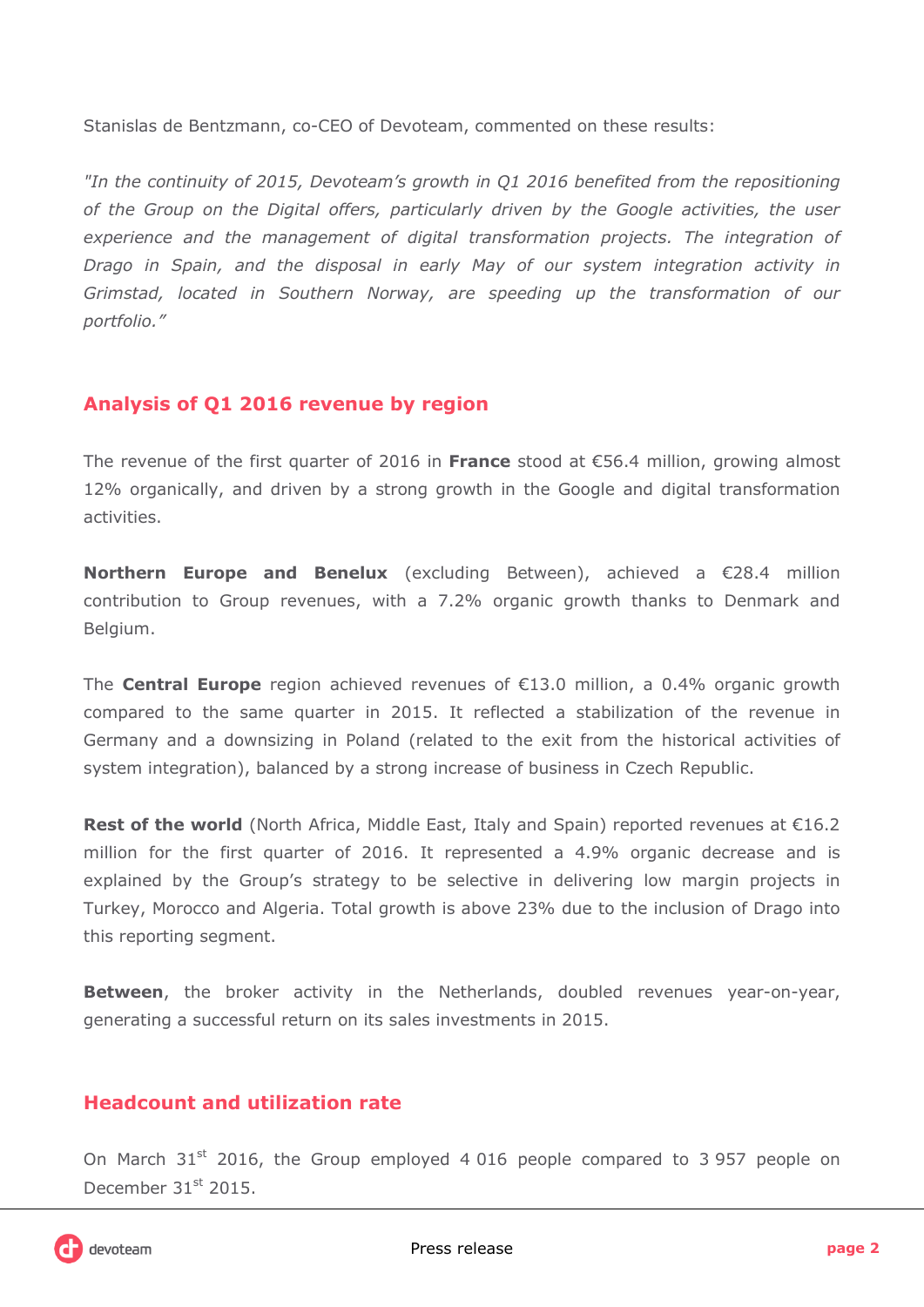Stanislas de Bentzmann, co-CEO of Devoteam, commented on these results:

*"In the continuity of 2015, Devoteam's growth in Q1 2016 benefited from the repositioning of the Group on the Digital offers, particularly driven by the Google activities, the user experience and the management of digital transformation projects. The integration of Drago in Spain, and the disposal in early May of our system integration activity in Grimstad, located in Southern Norway, are speeding up the transformation of our portfolio."*

## Analysis of Q1 2016 revenue by region

The revenue of the first quarter of 2016 in **France** stood at €56.4 million, growing almost 12% organically, and driven by a strong growth in the Google and digital transformation activities.

**Northern Europe and Benelux** (excluding Between), achieved a €28.4 million contribution to Group revenues, with a 7.2% organic growth thanks to Denmark and Belgium.

The **Central Europe** region achieved revenues of €13.0 million, a 0.4% organic growth compared to the same quarter in 2015. It reflected a stabilization of the revenue in Germany and a downsizing in Poland (related to the exit from the historical activities of system integration), balanced by a strong increase of business in Czech Republic.

**Rest of the world** (North Africa, Middle East, Italy and Spain) reported revenues at €16.2 million for the first quarter of 2016. It represented a 4.9% organic decrease and is explained by the Group's strategy to be selective in delivering low margin projects in Turkey, Morocco and Algeria. Total growth is above 23% due to the inclusion of Drago into this reporting segment.

**Between**, the broker activity in the Netherlands, doubled revenues year-on-year, generating a successful return on its sales investments in 2015.

## Headcount and utilization rate

On March 31st 2016, the Group employed 4 016 people compared to 3 957 people on December 31st 2015.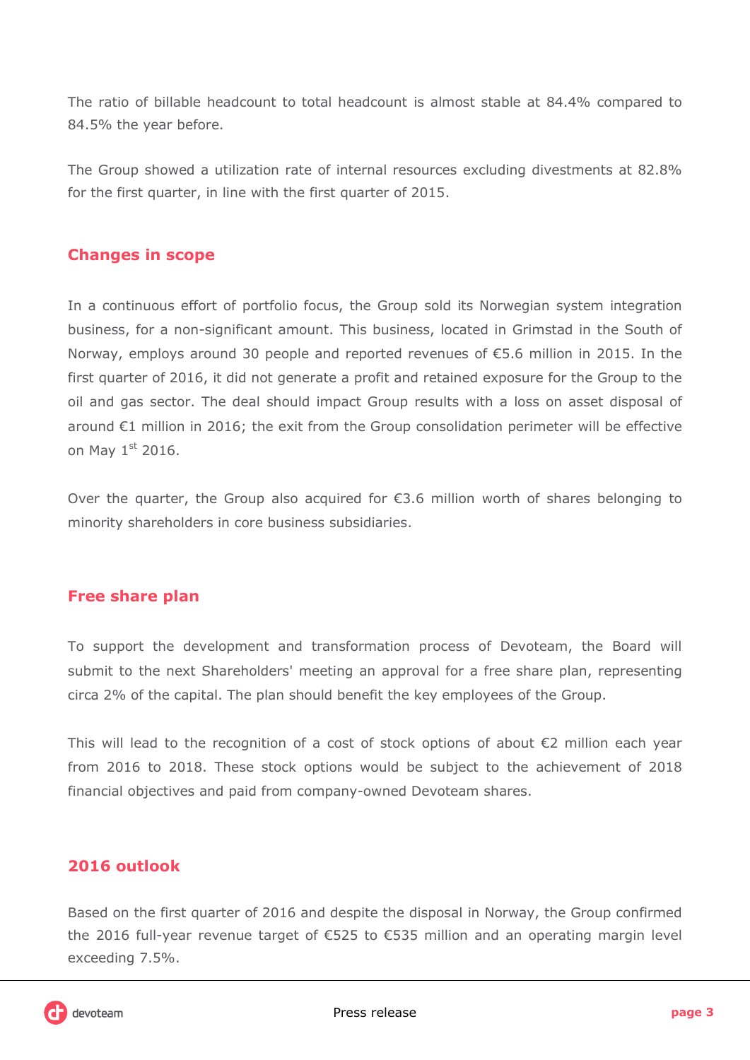The ratio of billable headcount to total headcount is almost stable at 84.4% compared to 84.5% the year before.

The Group showed a utilization rate of internal resources excluding divestments at 82.8% for the first quarter, in line with the first quarter of 2015.

## Changes in scope

In a continuous effort of portfolio focus, the Group sold its Norwegian system integration business, for a non-significant amount. This business, located in Grimstad in the South of Norway, employs around 30 people and reported revenues of €5.6 million in 2015. In the first quarter of 2016, it did not generate a profit and retained exposure for the Group to the oil and gas sector. The deal should impact Group results with a loss on asset disposal of around €1 million in 2016; the exit from the Group consolidation perimeter will be effective on May 1st 2016.

Over the quarter, the Group also acquired for €3.6 million worth of shares belonging to minority shareholders in core business subsidiaries.

## Free share plan

To support the development and transformation process of Devoteam, the Board will submit to the next Shareholders' meeting an approval for a free share plan, representing circa 2% of the capital. The plan should benefit the key employees of the Group.

This will lead to the recognition of a cost of stock options of about €2 million each year from 2016 to 2018. These stock options would be subject to the achievement of 2018 financial objectives and paid from company-owned Devoteam shares.

## 2016 outlook

Based on the first quarter of 2016 and despite the disposal in Norway, the Group confirmed the 2016 full-year revenue target of €525 to €535 million and an operating margin level exceeding 7.5%.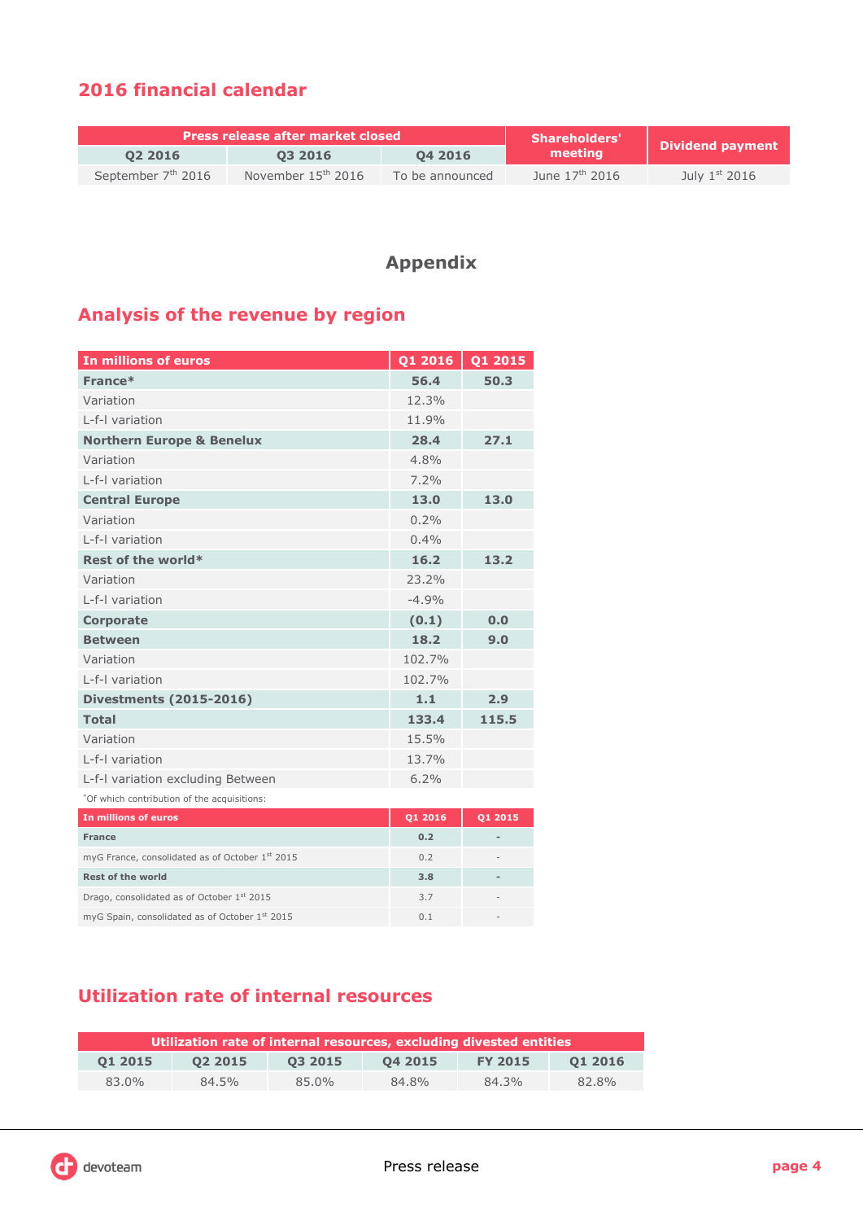## 2016 financial calendar

| Press release after market closed | | | Shareholders' meeting | Dividend payment |
|---|---|---|---|---|
| Q2 2016 | Q3 2016 | Q4 2016 | | |
| September 7th 2016 | November 15th 2016 | To be announced | June 17th 2016 | July 1st 2016 |

# Appendix

## Analysis of the revenue by region

| In millions of euros | Q1 2016 | Q1 2015 |
|---|---|---|
| **France*** | **56.4** | **50.3** |
| Variation | 12.3% | |
| L-f-l variation | 11.9% | |
| **Northern Europe & Benelux** | **28.4** | **27.1** |
| Variation | 4.8% | |
| L-f-l variation | 7.2% | |
| **Central Europe** | **13.0** | **13.0** |
| Variation | 0.2% | |
| L-f-l variation | 0.4% | |
| **Rest of the world*** | **16.2** | **13.2** |
| Variation | 23.2% | |
| L-f-l variation | -4.9% | |
| **Corporate** | **(0.1)** | **0.0** |
| **Between** | **18.2** | **9.0** |
| Variation | 102.7% | |
| L-f-l variation | 102.7% | |
| **Divestments (2015-2016)** | **1.1** | **2.9** |
| **Total** | **133.4** | **115.5** |
| Variation | 15.5% | |
| L-f-l variation | 13.7% | |
| L-f-l variation excluding Between | 6.2% | |

*Of which contribution of the acquisitions:

| In millions of euros | Q1 2016 | Q1 2015 |
|---|---|---|
| **France** | **0.2** | **-** |
| myG France, consolidated as of October 1st 2015 | 0.2 | - |
| **Rest of the world** | **3.8** | **-** |
| Drago, consolidated as of October 1st 2015 | 3.7 | - |
| myG Spain, consolidated as of October 1st 2015 | 0.1 | - |

## Utilization rate of internal resources

| Utilization rate of internal resources, excluding divested entities | | | | | |
|---|---|---|---|---|---|
| Q1 2015 | Q2 2015 | Q3 2015 | Q4 2015 | FY 2015 | Q1 2016 |
| 83.0% | 84.5% | 85.0% | 84.8% | 84.3% | 82.8% |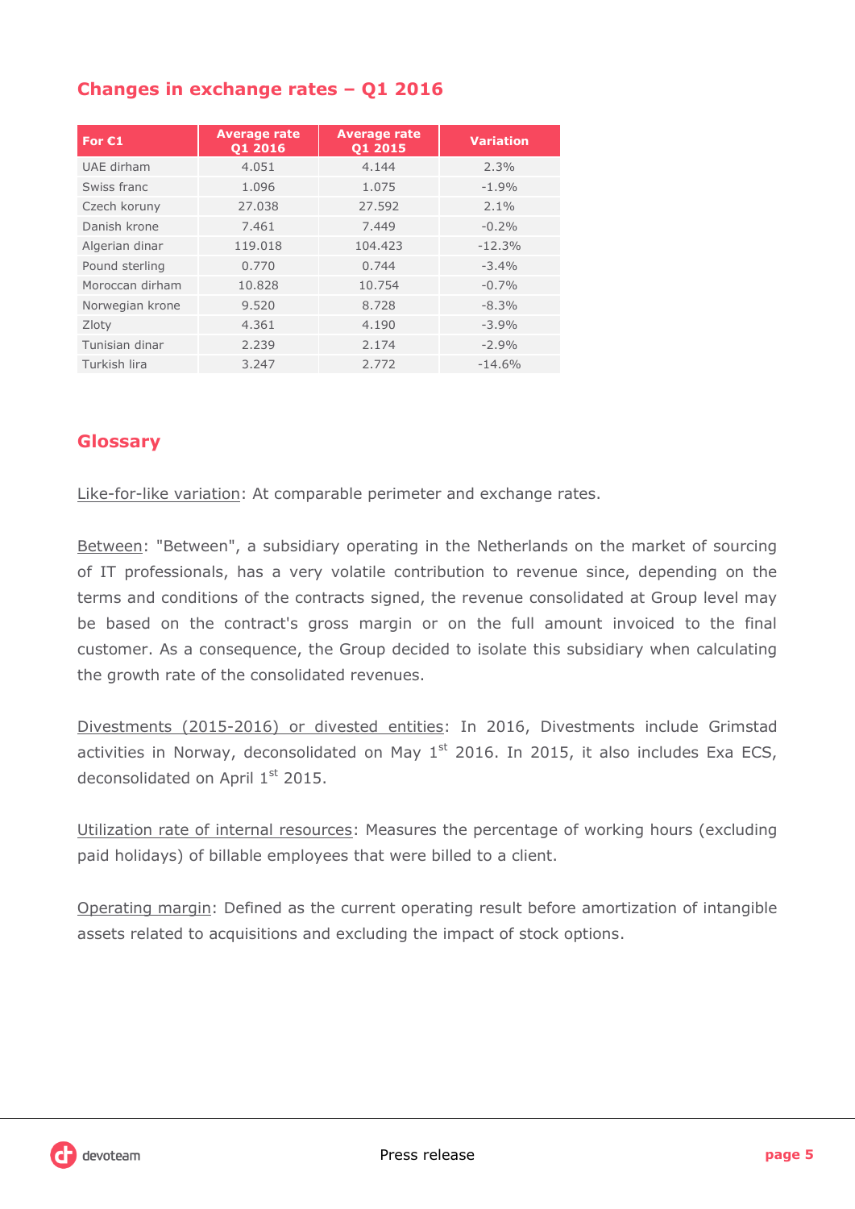## Changes in exchange rates – Q1 2016

| For €1 | Average rate Q1 2016 | Average rate Q1 2015 | Variation |
|---|---|---|---|
| UAE dirham | 4.051 | 4.144 | 2.3% |
| Swiss franc | 1.096 | 1.075 | -1.9% |
| Czech koruny | 27.038 | 27.592 | 2.1% |
| Danish krone | 7.461 | 7.449 | -0.2% |
| Algerian dinar | 119.018 | 104.423 | -12.3% |
| Pound sterling | 0.770 | 0.744 | -3.4% |
| Moroccan dirham | 10.828 | 10.754 | -0.7% |
| Norwegian krone | 9.520 | 8.728 | -8.3% |
| Zloty | 4.361 | 4.190 | -3.9% |
| Tunisian dinar | 2.239 | 2.174 | -2.9% |
| Turkish lira | 3.247 | 2.772 | -14.6% |

## Glossary

Like-for-like variation: At comparable perimeter and exchange rates.

Between: "Between", a subsidiary operating in the Netherlands on the market of sourcing of IT professionals, has a very volatile contribution to revenue since, depending on the terms and conditions of the contracts signed, the revenue consolidated at Group level may be based on the contract's gross margin or on the full amount invoiced to the final customer. As a consequence, the Group decided to isolate this subsidiary when calculating the growth rate of the consolidated revenues.

Divestments (2015-2016) or divested entities: In 2016, Divestments include Grimstad activities in Norway, deconsolidated on May 1st 2016. In 2015, it also includes Exa ECS, deconsolidated on April 1st 2015.

Utilization rate of internal resources: Measures the percentage of working hours (excluding paid holidays) of billable employees that were billed to a client.

Operating margin: Defined as the current operating result before amortization of intangible assets related to acquisitions and excluding the impact of stock options.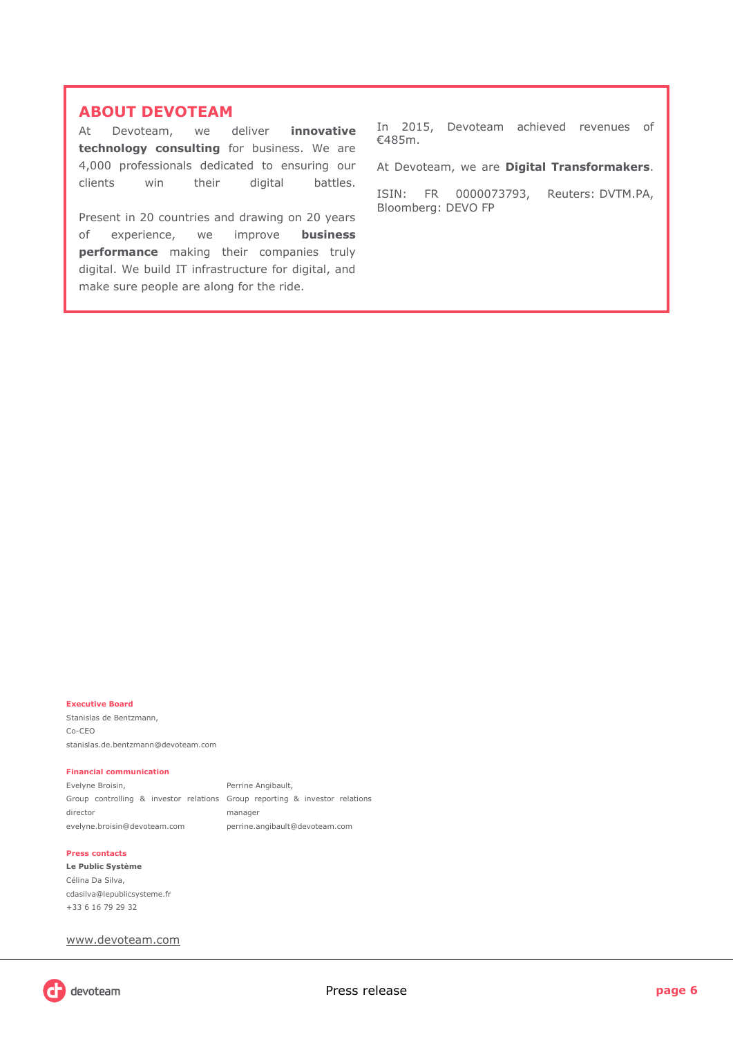## ABOUT DEVOTEAM

At Devoteam, we deliver **innovative technology consulting** for business. We are 4,000 professionals dedicated to ensuring our clients win their digital battles.

Present in 20 countries and drawing on 20 years of experience, we improve **business performance** making their companies truly digital. We build IT infrastructure for digital, and make sure people are along for the ride.

In 2015, Devoteam achieved revenues of €485m.

At Devoteam, we are **Digital Transformakers**.

ISIN: FR 0000073793, Reuters: DVTM.PA, Bloomberg: DEVO FP

**Executive Board**

Stanislas de Bentzmann,
Co-CEO
stanislas.de.bentzmann@devoteam.com

**Financial communication**

Evelyne Broisin,
Group controlling & investor relations director
evelyne.broisin@devoteam.com

Perrine Angibault,
Group reporting & investor relations manager
perrine.angibault@devoteam.com

**Press contacts**

**Le Public Système**
Célina Da Silva,
cdasilva@lepublicsysteme.fr
+33 6 16 79 29 32

www.devoteam.com